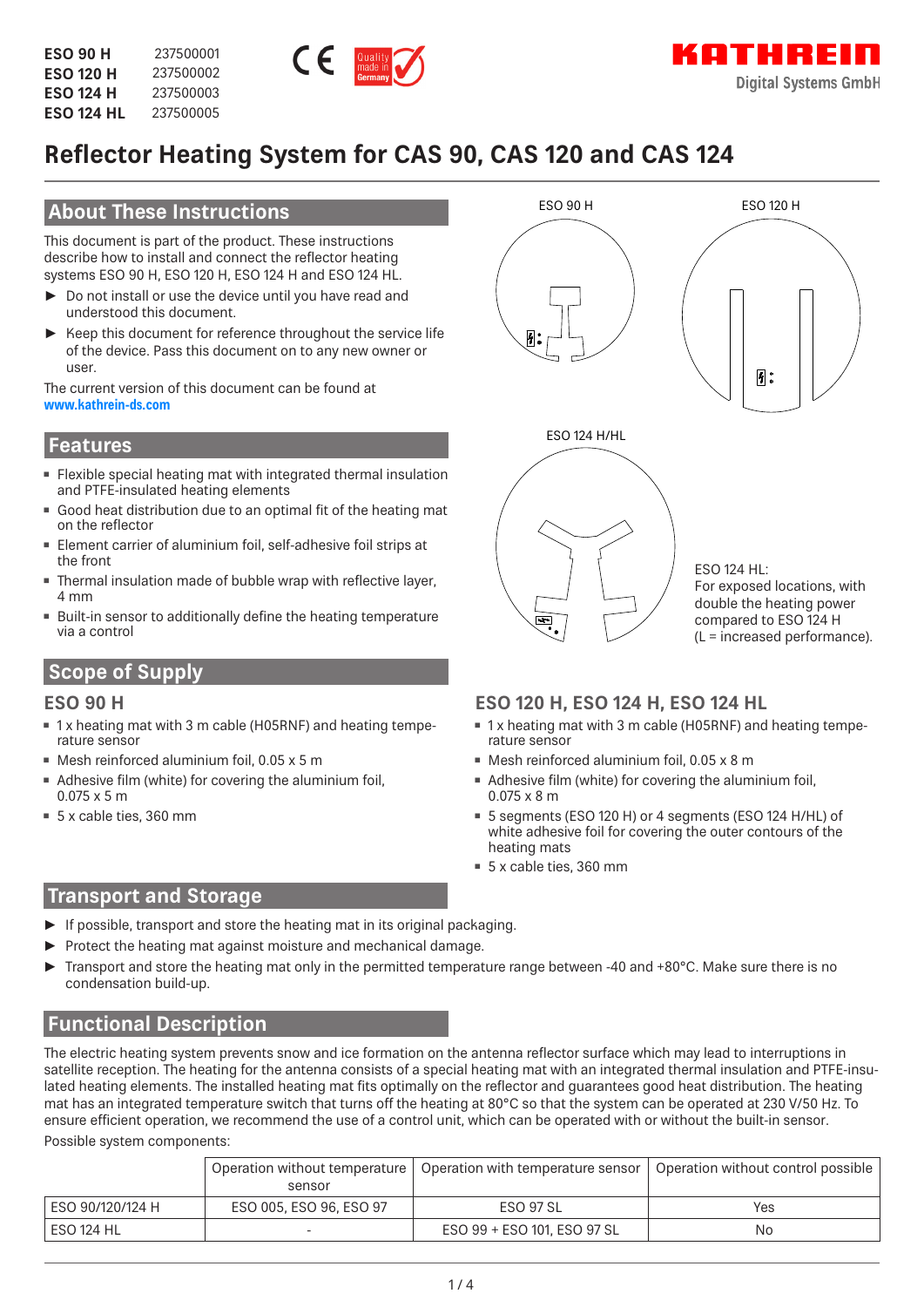| | |
|---|---|
| **ESO 90 H** | 237500001 |
| **ESO 120 H** | 237500002 |
| **ESO 124 H** | 237500003 |
| **ESO 124 HL** | 237500005 |

KATHREIN Digital Systems GmbH

# Reflector Heating System for CAS 90, CAS 120 and CAS 124

## About These Instructions

This document is part of the product. These instructions describe how to install and connect the reflector heating systems ESO 90 H, ESO 120 H, ESO 124 H and ESO 124 HL.

- ► Do not install or use the device until you have read and understood this document.
- ► Keep this document for reference throughout the service life of the device. Pass this document on to any new owner or user.

The current version of this document can be found at **www.kathrein-ds.com**

ESO 90 H

ESO 120 H

ESO 124 H/HL

ESO 124 HL:
For exposed locations, with double the heating power compared to ESO 124 H
(L = increased performance).

## Features

- Flexible special heating mat with integrated thermal insulation and PTFE-insulated heating elements
- Good heat distribution due to an optimal fit of the heating mat on the reflector
- Element carrier of aluminium foil, self-adhesive foil strips at the front
- Thermal insulation made of bubble wrap with reflective layer, 4 mm
- Built-in sensor to additionally define the heating temperature via a control

## Scope of Supply

### ESO 90 H

- 1 x heating mat with 3 m cable (H05RNF) and heating temperature sensor
- Mesh reinforced aluminium foil, 0.05 x 5 m
- Adhesive film (white) for covering the aluminium foil, 0.075 x 5 m
- 5 x cable ties, 360 mm

### ESO 120 H, ESO 124 H, ESO 124 HL

- 1 x heating mat with 3 m cable (H05RNF) and heating temperature sensor
- Mesh reinforced aluminium foil, 0.05 x 8 m
- Adhesive film (white) for covering the aluminium foil, 0.075 x 8 m
- 5 segments (ESO 120 H) or 4 segments (ESO 124 H/HL) of white adhesive foil for covering the outer contours of the heating mats
- 5 x cable ties, 360 mm

## Transport and Storage

- ► If possible, transport and store the heating mat in its original packaging.
- ► Protect the heating mat against moisture and mechanical damage.
- ► Transport and store the heating mat only in the permitted temperature range between -40 and +80°C. Make sure there is no condensation build-up.

## Functional Description

The electric heating system prevents snow and ice formation on the antenna reflector surface which may lead to interruptions in satellite reception. The heating for the antenna consists of a special heating mat with an integrated thermal insulation and PTFE-insulated heating elements. The installed heating mat fits optimally on the reflector and guarantees good heat distribution. The heating mat has an integrated temperature switch that turns off the heating at 80°C so that the system can be operated at 230 V/50 Hz. To ensure efficient operation, we recommend the use of a control unit, which can be operated with or without the built-in sensor.

Possible system components:

| | Operation without temperature sensor | Operation with temperature sensor | Operation without control possible |
|---|---|---|---|
| ESO 90/120/124 H | ESO 005, ESO 96, ESO 97 | ESO 97 SL | Yes |
| ESO 124 HL | - | ESO 99 + ESO 101, ESO 97 SL | No |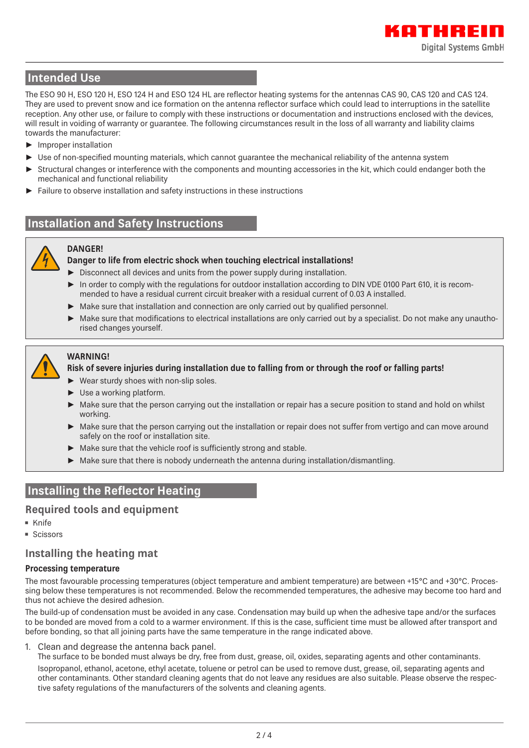## Intended Use

The ESO 90 H, ESO 120 H, ESO 124 H and ESO 124 HL are reflector heating systems for the antennas CAS 90, CAS 120 and CAS 124. They are used to prevent snow and ice formation on the antenna reflector surface which could lead to interruptions in the satellite reception. Any other use, or failure to comply with these instructions or documentation and instructions enclosed with the devices, will result in voiding of warranty or guarantee. The following circumstances result in the loss of all warranty and liability claims towards the manufacturer:

- Improper installation
- Use of non-specified mounting materials, which cannot guarantee the mechanical reliability of the antenna system
- Structural changes or interference with the components and mounting accessories in the kit, which could endanger both the mechanical and functional reliability
- Failure to observe installation and safety instructions in these instructions

## Installation and Safety Instructions

**DANGER!**

**Danger to life from electric shock when touching electrical installations!**

- Disconnect all devices and units from the power supply during installation.
- In order to comply with the regulations for outdoor installation according to DIN VDE 0100 Part 610, it is recommended to have a residual current circuit breaker with a residual current of 0.03 A installed.
- Make sure that installation and connection are only carried out by qualified personnel.
- Make sure that modifications to electrical installations are only carried out by a specialist. Do not make any unauthorised changes yourself.

**WARNING!**

**Risk of severe injuries during installation due to falling from or through the roof or falling parts!**

- Wear sturdy shoes with non-slip soles.
- Use a working platform.
- Make sure that the person carrying out the installation or repair has a secure position to stand and hold on whilst working.
- Make sure that the person carrying out the installation or repair does not suffer from vertigo and can move around safely on the roof or installation site.
- Make sure that the vehicle roof is sufficiently strong and stable.
- Make sure that there is nobody underneath the antenna during installation/dismantling.

## Installing the Reflector Heating

### Required tools and equipment

- Knife
- Scissors

### Installing the heating mat

#### Processing temperature

The most favourable processing temperatures (object temperature and ambient temperature) are between +15°C and +30°C. Processing below these temperatures is not recommended. Below the recommended temperatures, the adhesive may become too hard and thus not achieve the desired adhesion.

The build-up of condensation must be avoided in any case. Condensation may build up when the adhesive tape and/or the surfaces to be bonded are moved from a cold to a warmer environment. If this is the case, sufficient time must be allowed after transport and before bonding, so that all joining parts have the same temperature in the range indicated above.

1. Clean and degrease the antenna back panel.
   The surface to be bonded must always be dry, free from dust, grease, oil, oxides, separating agents and other contaminants.

   Isopropanol, ethanol, acetone, ethyl acetate, toluene or petrol can be used to remove dust, grease, oil, separating agents and other contaminants. Other standard cleaning agents that do not leave any residues are also suitable. Please observe the respective safety regulations of the manufacturers of the solvents and cleaning agents.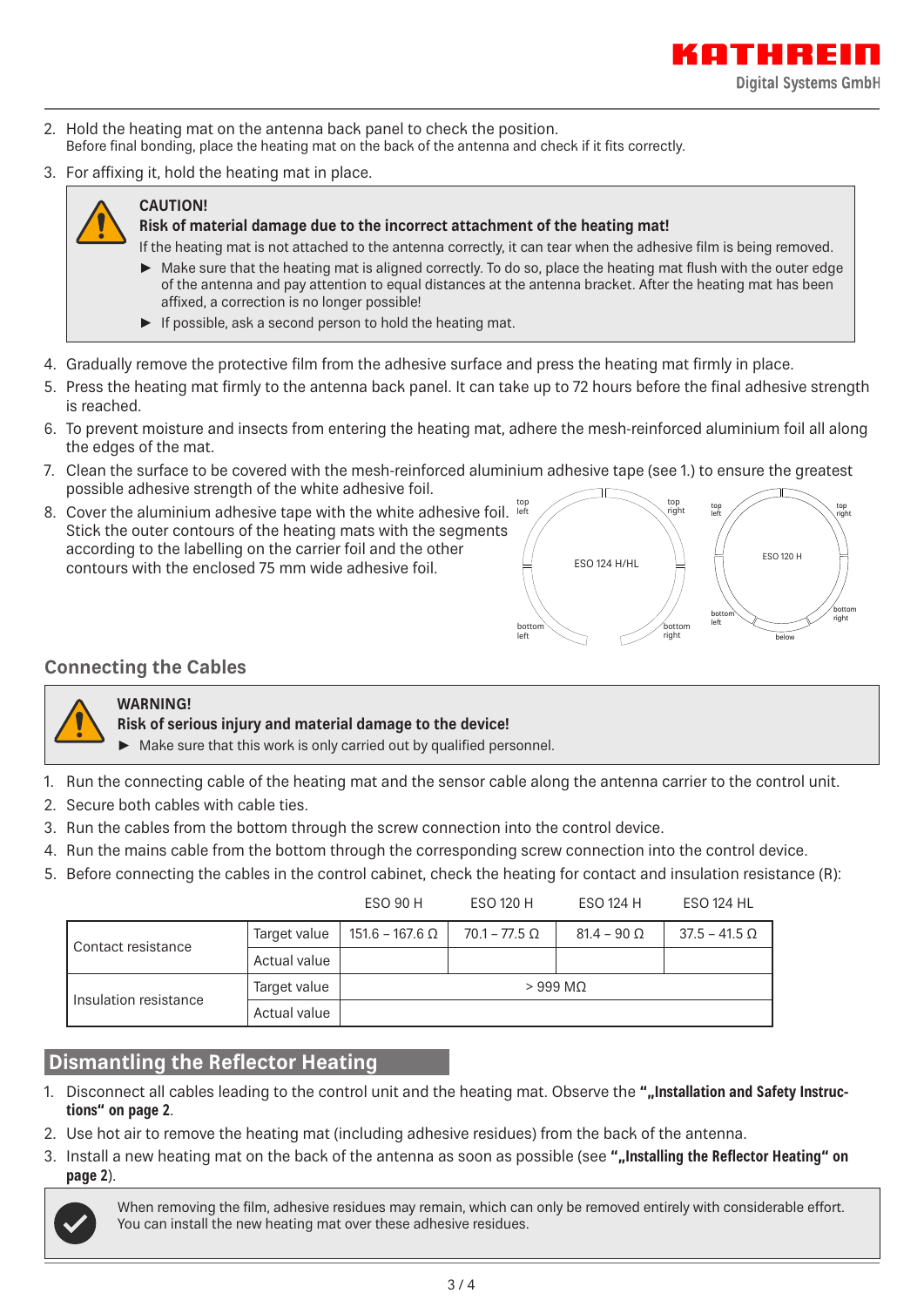2. Hold the heating mat on the antenna back panel to check the position.
   Before final bonding, place the heating mat on the back of the antenna and check if it fits correctly.
3. For affixing it, hold the heating mat in place.

> **CAUTION!**
> **Risk of material damage due to the incorrect attachment of the heating mat!**
> If the heating mat is not attached to the antenna correctly, it can tear when the adhesive film is being removed.
> ► Make sure that the heating mat is aligned correctly. To do so, place the heating mat flush with the outer edge of the antenna and pay attention to equal distances at the antenna bracket. After the heating mat has been affixed, a correction is no longer possible!
> ► If possible, ask a second person to hold the heating mat.

4. Gradually remove the protective film from the adhesive surface and press the heating mat firmly in place.
5. Press the heating mat firmly to the antenna back panel. It can take up to 72 hours before the final adhesive strength is reached.
6. To prevent moisture and insects from entering the heating mat, adhere the mesh-reinforced aluminium foil all along the edges of the mat.
7. Clean the surface to be covered with the mesh-reinforced aluminium adhesive tape (see 1.) to ensure the greatest possible adhesive strength of the white adhesive foil.
8. Cover the aluminium adhesive tape with the white adhesive foil. Stick the outer contours of the heating mats with the segments according to the labelling on the carrier foil and the other contours with the enclosed 75 mm wide adhesive foil.

top left, top right, ESO 124 H/HL, bottom left, bottom right

top left, top right, ESO 120 H, bottom left, bottom right, below

## Connecting the Cables

> **WARNING!**
> **Risk of serious injury and material damage to the device!**
> ► Make sure that this work is only carried out by qualified personnel.

1. Run the connecting cable of the heating mat and the sensor cable along the antenna carrier to the control unit.
2. Secure both cables with cable ties.
3. Run the cables from the bottom through the screw connection into the control device.
4. Run the mains cable from the bottom through the corresponding screw connection into the control device.
5. Before connecting the cables in the control cabinet, check the heating for contact and insulation resistance (R):

| | | ESO 90 H | ESO 120 H | ESO 124 H | ESO 124 HL |
|---|---|---|---|---|---|
| Contact resistance | Target value | 151.6 – 167.6 Ω | 70.1 – 77.5 Ω | 81.4 – 90 Ω | 37.5 – 41.5 Ω |
| | Actual value | | | | |
| Insulation resistance | Target value | > 999 MΩ | | | |
| | Actual value | | | | |

## Dismantling the Reflector Heating

1. Disconnect all cables leading to the control unit and the heating mat. Observe the **"„Installation and Safety Instructions" on page 2**.
2. Use hot air to remove the heating mat (including adhesive residues) from the back of the antenna.
3. Install a new heating mat on the back of the antenna as soon as possible (see **"„Installing the Reflector Heating" on page 2**).

> When removing the film, adhesive residues may remain, which can only be removed entirely with considerable effort. You can install the new heating mat over these adhesive residues.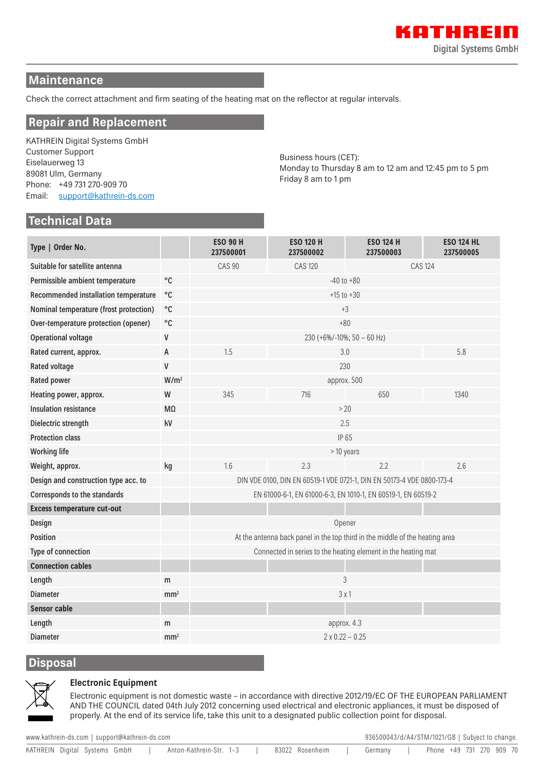## Maintenance

Check the correct attachment and firm seating of the heating mat on the reflector at regular intervals.

## Repair and Replacement

KATHREIN Digital Systems GmbH
Customer Support
Eiselauerweg 13
89081 Ulm, Germany
Phone: +49 731 270-909 70
Email: support@kathrein-ds.com

Business hours (CET):
Monday to Thursday 8 am to 12 am and 12:45 pm to 5 pm
Friday 8 am to 1 pm

## Technical Data

| Type \| Order No. | | ESO 90 H 237500001 | ESO 120 H 237500002 | ESO 124 H 237500003 | ESO 124 HL 237500005 |
|---|---|---|---|---|---|
| Suitable for satellite antenna | | CAS 90 | CAS 120 | CAS 124 | |
| Permissible ambient temperature | °C | -40 to +80 | | | |
| Recommended installation temperature | °C | +15 to +30 | | | |
| Nominal temperature (frost protection) | °C | +3 | | | |
| Over-temperature protection (opener) | °C | +80 | | | |
| Operational voltage | V | 230 (+6%/-10%; 50 – 60 Hz) | | | |
| Rated current, approx. | A | 1.5 | 3.0 | | 5.8 |
| Rated voltage | V | 230 | | | |
| Rated power | W/m² | approx. 500 | | | |
| Heating power, approx. | W | 345 | 716 | 650 | 1340 |
| Insulation resistance | MΩ | > 20 | | | |
| Dielectric strength | kV | 2.5 | | | |
| Protection class | | IP 65 | | | |
| Working life | | > 10 years | | | |
| Weight, approx. | kg | 1.6 | 2.3 | 2.2 | 2.6 |
| Design and construction type acc. to | | DIN VDE 0100, DIN EN 60519-1 VDE 0721-1, DIN EN 50173-4 VDE 0800-173-4 | | | |
| Corresponds to the standards | | EN 61000-6-1, EN 61000-6-3, EN 1010-1, EN 60519-1, EN 60519-2 | | | |
| **Excess temperature cut-out** | | | | | |
| Design | | Opener | | | |
| Position | | At the antenna back panel in the top third in the middle of the heating area | | | |
| Type of connection | | Connected in series to the heating element in the heating mat | | | |
| **Connection cables** | | | | | |
| Length | m | 3 | | | |
| Diameter | mm² | 3 x 1 | | | |
| **Sensor cable** | | | | | |
| Length | m | approx. 4.3 | | | |
| Diameter | mm² | 2 x 0.22 – 0.25 | | | |

## Disposal

### Electronic Equipment

Electronic equipment is not domestic waste – in accordance with directive 2012/19/EC OF THE EUROPEAN PARLIAMENT AND THE COUNCIL dated 04th July 2012 concerning used electrical and electronic appliances, it must be disposed of properly. At the end of its service life, take this unit to a designated public collection point for disposal.

www.kathrein-ds.com | support@kathrein-ds.com — 936500043/d/A4/STM/1021/GB | Subject to change.

KATHREIN Digital Systems GmbH | Anton-Kathrein-Str. 1–3 | 83022 Rosenheim | Germany | Phone +49 731 270 909 70